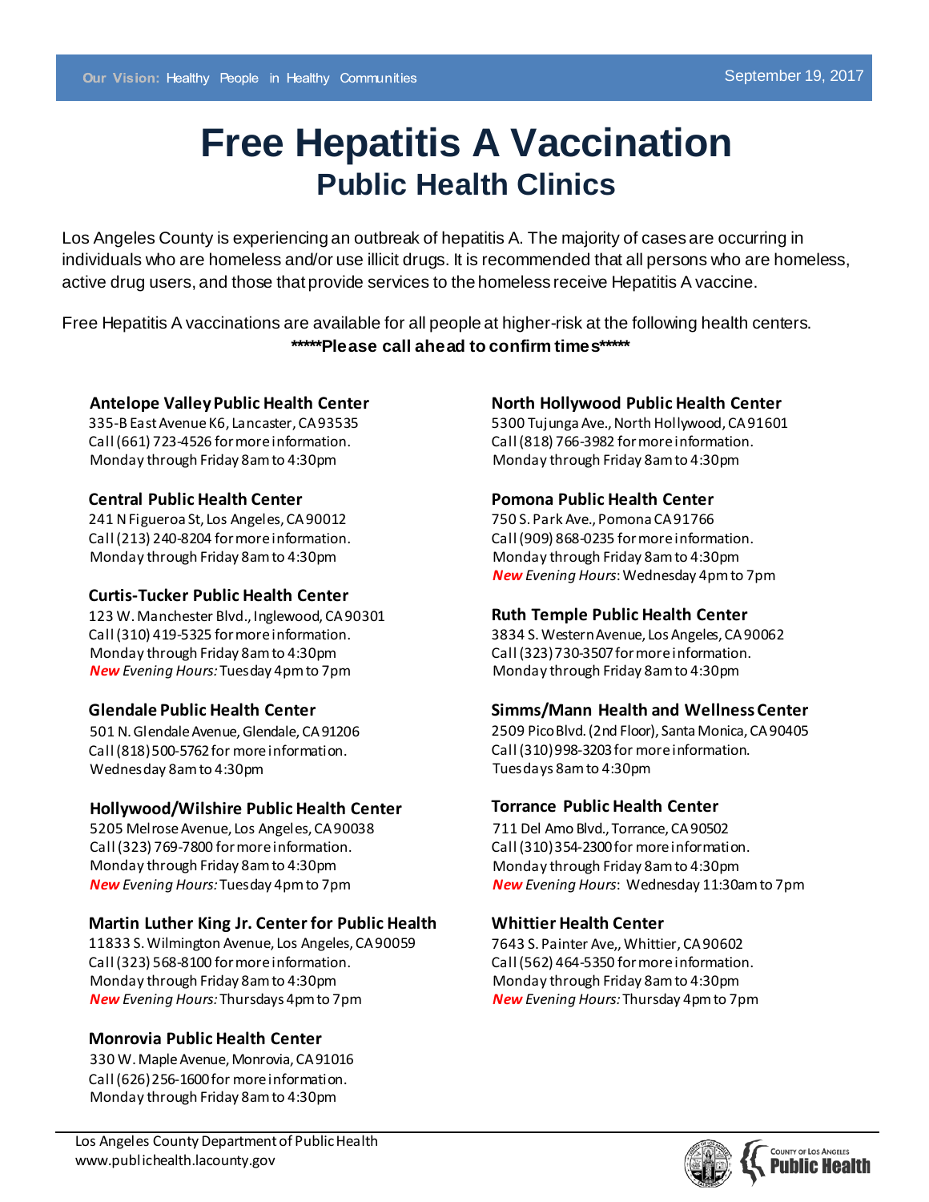**Our Vision:** Healthy People in Healthy Communities

September 19, 2017

# Free Hepatitis A Vaccination

## Public Health Clinics

Los Angeles County is experiencing an outbreak of hepatitis A. The majority of cases are occurring in individuals who are homeless and/or use illicit drugs. It is recommended that all persons who are homeless, active drug users, and those that provide services to the homeless receive Hepatitis A vaccine.

Free Hepatitis A vaccinations are available for all people at higher-risk at the following health centers.

**\*\*\*\*\*Please call ahead to confirm times\*\*\*\*\***

**Antelope Valley Public Health Center**
335-B East Avenue K6, Lancaster, CA 93535
Call (661) 723-4526 for more information.
Monday through Friday 8am to 4:30pm

**Central Public Health Center**
241 N Figueroa St, Los Angeles, CA 90012
Call (213) 240-8204 for more information.
Monday through Friday 8am to 4:30pm

**Curtis-Tucker Public Health Center**
123 W. Manchester Blvd., Inglewood, CA 90301
Call (310) 419-5325 for more information.
Monday through Friday 8am to 4:30pm
***New*** *Evening Hours:* Tuesday 4pm to 7pm

**Glendale Public Health Center**
501 N. Glendale Avenue, Glendale, CA 91206
Call (818) 500-5762 for more information.
Wednesday 8am to 4:30pm

**Hollywood/Wilshire Public Health Center**
5205 Melrose Avenue, Los Angeles, CA 90038
Call (323) 769-7800 for more information.
Monday through Friday 8am to 4:30pm
***New*** *Evening Hours:* Tuesday 4pm to 7pm

**Martin Luther King Jr. Center for Public Health**
11833 S. Wilmington Avenue, Los Angeles, CA 90059
Call (323) 568-8100 for more information.
Monday through Friday 8am to 4:30pm
***New*** *Evening Hours:* Thursdays 4pm to 7pm

**Monrovia Public Health Center**
330 W. Maple Avenue, Monrovia, CA 91016
Call (626) 256-1600 for more information.
Monday through Friday 8am to 4:30pm

**North Hollywood Public Health Center**
5300 Tujunga Ave., North Hollywood, CA 91601
Call (818) 766-3982 for more information.
Monday through Friday 8am to 4:30pm

**Pomona Public Health Center**
750 S. Park Ave., Pomona CA 91766
Call (909) 868-0235 for more information.
Monday through Friday 8am to 4:30pm
***New*** *Evening Hours*: Wednesday 4pm to 7pm

**Ruth Temple Public Health Center**
3834 S. Western Avenue, Los Angeles, CA 90062
Call (323) 730-3507 for more information.
Monday through Friday 8am to 4:30pm

**Simms/Mann Health and Wellness Center**
2509 Pico Blvd. (2nd Floor), Santa Monica, CA 90405
Call (310) 998-3203 for more information.
Tuesdays 8am to 4:30pm

**Torrance Public Health Center**
711 Del Amo Blvd., Torrance, CA 90502
Call (310) 354-2300 for more information.
Monday through Friday 8am to 4:30pm
***New*** *Evening Hours*: Wednesday 11:30am to 7pm

**Whittier Health Center**
7643 S. Painter Ave,, Whittier, CA 90602
Call (562) 464-5350 for more information.
Monday through Friday 8am to 4:30pm
***New*** *Evening Hours:* Thursday 4pm to 7pm

Los Angeles County Department of Public Health
www.publichealth.lacounty.gov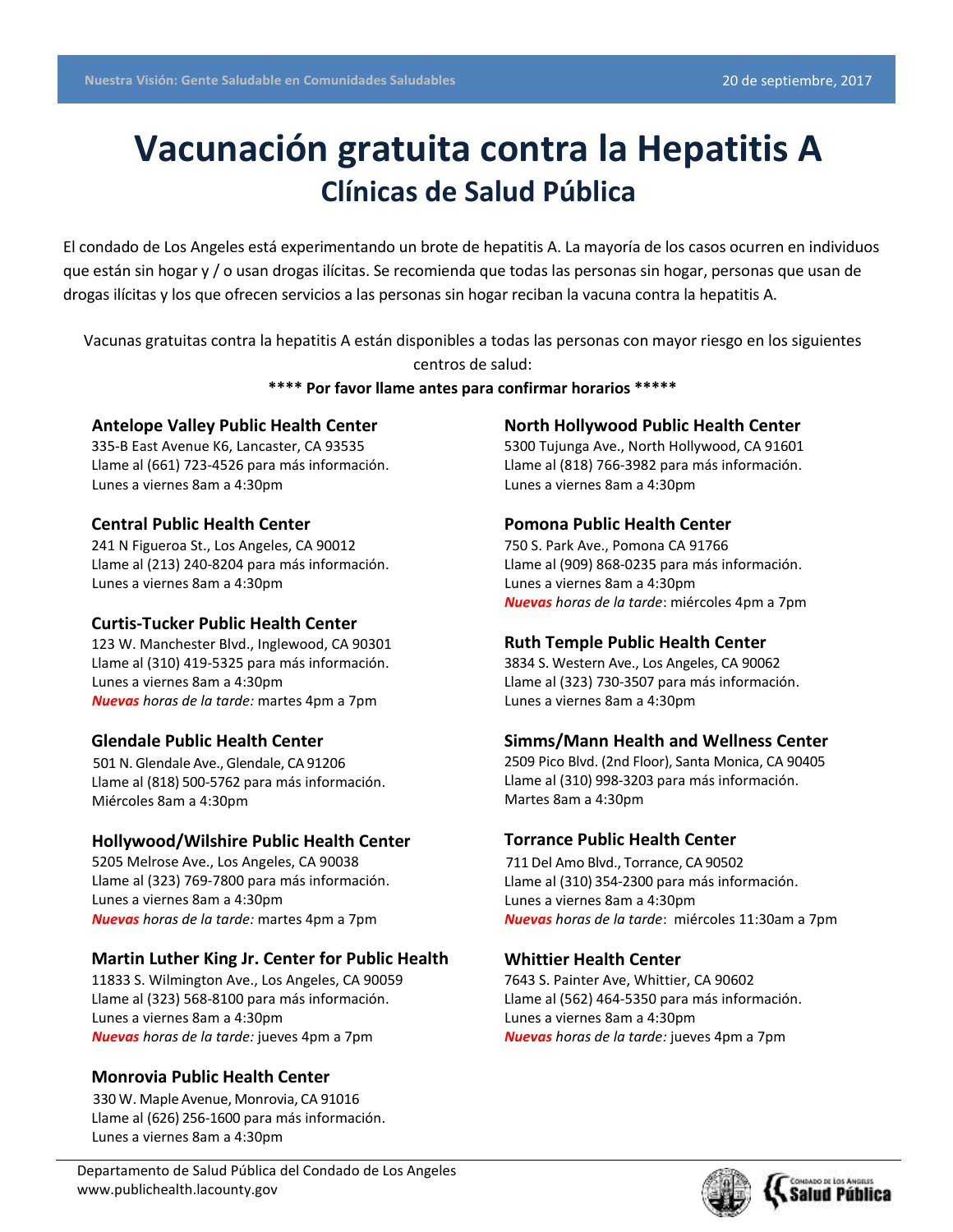Nuestra Visión: Gente Saludable en Comunidades Saludables

20 de septiembre, 2017

# Vacunación gratuita contra la Hepatitis A

## Clínicas de Salud Pública

El condado de Los Angeles está experimentando un brote de hepatitis A. La mayoría de los casos ocurren en individuos que están sin hogar y / o usan drogas ilícitas. Se recomienda que todas las personas sin hogar, personas que usan de drogas ilícitas y los que ofrecen servicios a las personas sin hogar reciban la vacuna contra la hepatitis A.

Vacunas gratuitas contra la hepatitis A están disponibles a todas las personas con mayor riesgo en los siguientes centros de salud:

**\*\*\*\* Por favor llame antes para confirmar horarios \*\*\*\*\***

**Antelope Valley Public Health Center**
335-B East Avenue K6, Lancaster, CA 93535
Llame al (661) 723-4526 para más información.
Lunes a viernes 8am a 4:30pm

**Central Public Health Center**
241 N Figueroa St., Los Angeles, CA 90012
Llame al (213) 240-8204 para más información.
Lunes a viernes 8am a 4:30pm

**Curtis-Tucker Public Health Center**
123 W. Manchester Blvd., Inglewood, CA 90301
Llame al (310) 419-5325 para más información.
Lunes a viernes 8am a 4:30pm
***Nuevas*** *horas de la tarde:* martes 4pm a 7pm

**Glendale Public Health Center**
501 N. Glendale Ave., Glendale, CA 91206
Llame al (818) 500-5762 para más información.
Miércoles 8am a 4:30pm

**Hollywood/Wilshire Public Health Center**
5205 Melrose Ave., Los Angeles, CA 90038
Llame al (323) 769-7800 para más información.
Lunes a viernes 8am a 4:30pm
***Nuevas*** *horas de la tarde:* martes 4pm a 7pm

**Martin Luther King Jr. Center for Public Health**
11833 S. Wilmington Ave., Los Angeles, CA 90059
Llame al (323) 568-8100 para más información.
Lunes a viernes 8am a 4:30pm
***Nuevas*** *horas de la tarde:* jueves 4pm a 7pm

**Monrovia Public Health Center**
330 W. Maple Avenue, Monrovia, CA 91016
Llame al (626) 256-1600 para más información.
Lunes a viernes 8am a 4:30pm

**North Hollywood Public Health Center**
5300 Tujunga Ave., North Hollywood, CA 91601
Llame al (818) 766-3982 para más información.
Lunes a viernes 8am a 4:30pm

**Pomona Public Health Center**
750 S. Park Ave., Pomona CA 91766
Llame al (909) 868-0235 para más información.
Lunes a viernes 8am a 4:30pm
***Nuevas*** *horas de la tarde*: miércoles 4pm a 7pm

**Ruth Temple Public Health Center**
3834 S. Western Ave., Los Angeles, CA 90062
Llame al (323) 730-3507 para más información.
Lunes a viernes 8am a 4:30pm

**Simms/Mann Health and Wellness Center**
2509 Pico Blvd. (2nd Floor), Santa Monica, CA 90405
Llame al (310) 998-3203 para más información.
Martes 8am a 4:30pm

**Torrance Public Health Center**
711 Del Amo Blvd., Torrance, CA 90502
Llame al (310) 354-2300 para más información.
Lunes a viernes 8am a 4:30pm
***Nuevas*** *horas de la tarde*: miércoles 11:30am a 7pm

**Whittier Health Center**
7643 S. Painter Ave, Whittier, CA 90602
Llame al (562) 464-5350 para más información.
Lunes a viernes 8am a 4:30pm
***Nuevas*** *horas de la tarde:* jueves 4pm a 7pm

Departamento de Salud Pública del Condado de Los Angeles
www.publichealth.lacounty.gov